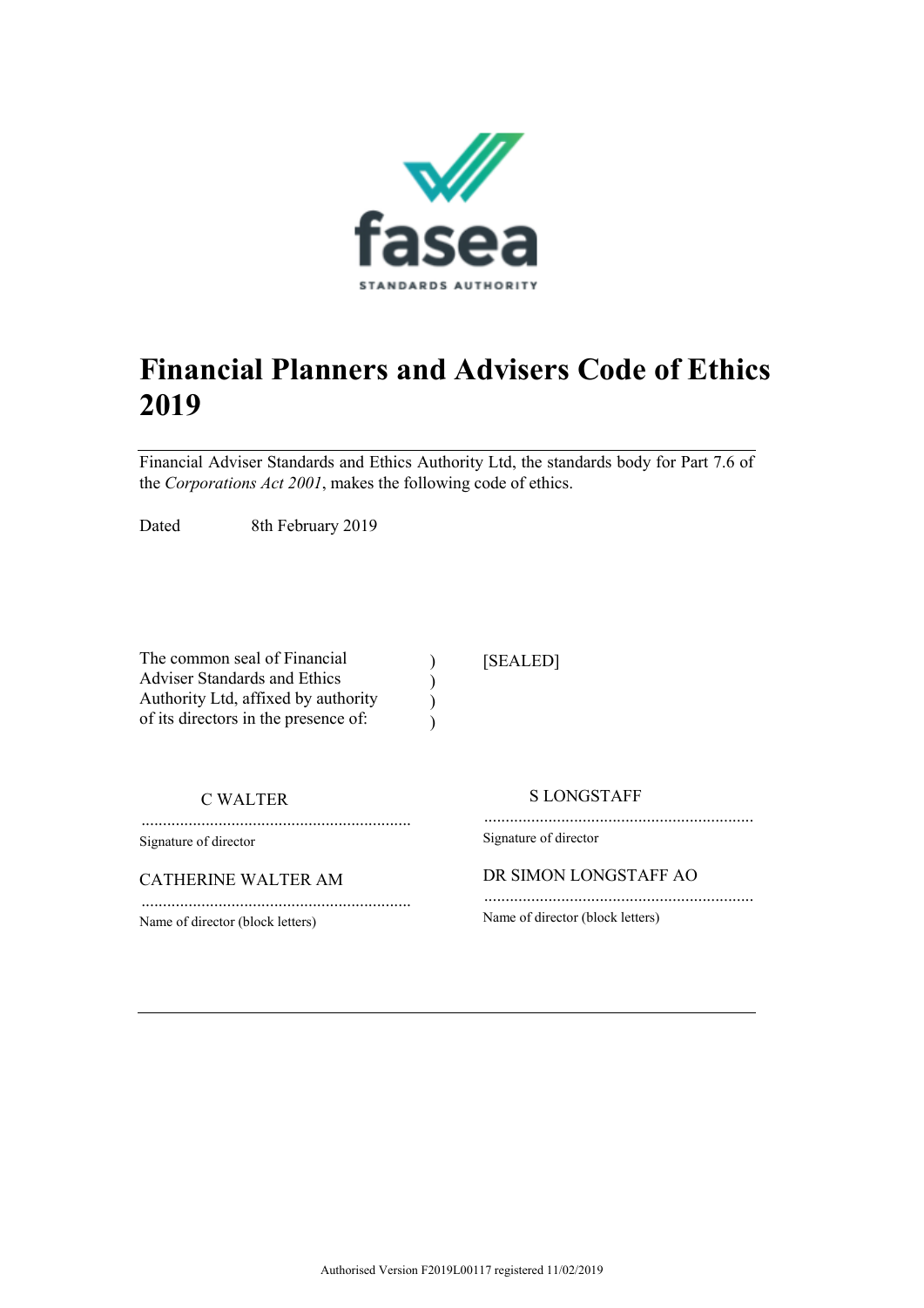fasea

STANDARDS AUTHORITY

# Financial Planners and Advisers Code of Ethics 2019

Financial Adviser Standards and Ethics Authority Ltd, the standards body for Part 7.6 of the *Corporations Act 2001*, makes the following code of ethics.

Dated 8th February 2019

The common seal of Financial Adviser Standards and Ethics Authority Ltd, affixed by authority of its directors in the presence of: ) ) ) )

[SEALED]

C WALTER

..............................................................

Signature of director

CATHERINE WALTER AM

..............................................................

Name of director (block letters)

S LONGSTAFF

..............................................................

Signature of director

DR SIMON LONGSTAFF AO

..............................................................

Name of director (block letters)

Authorised Version F2019L00117 registered 11/02/2019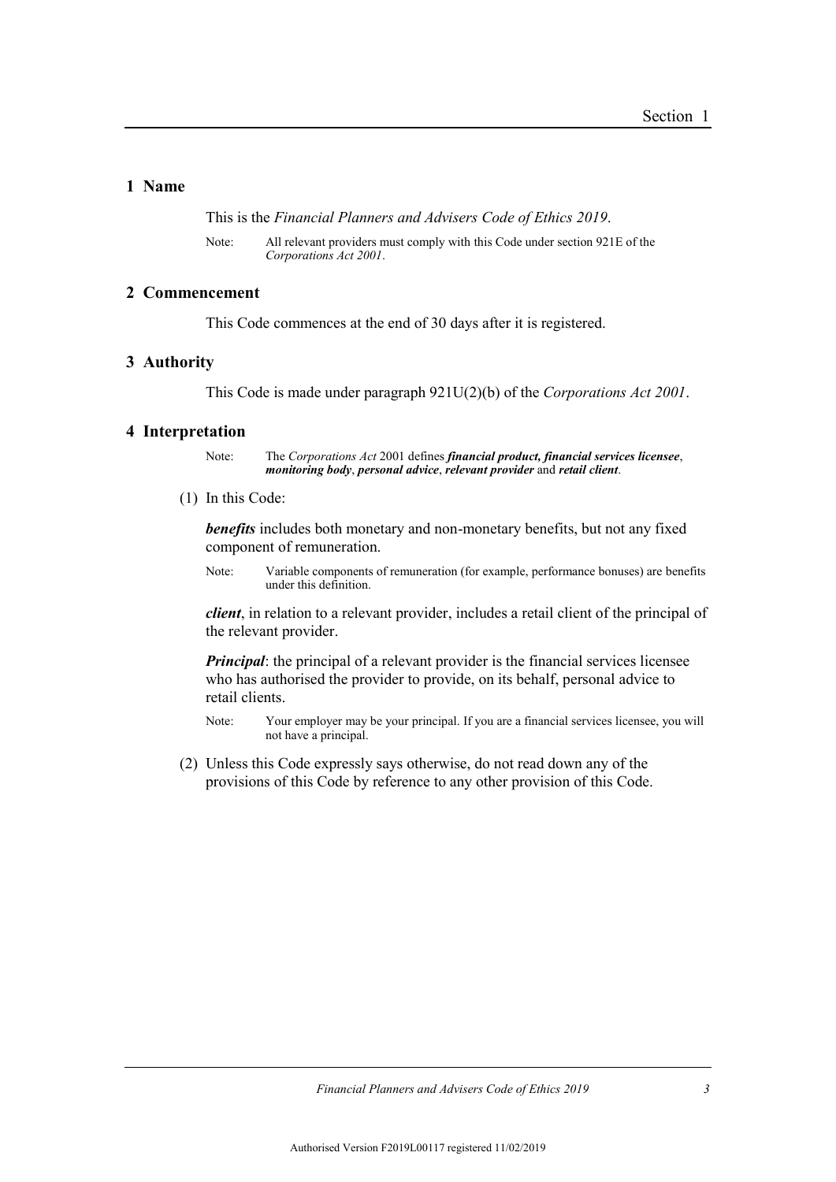## 1 Name

This is the *Financial Planners and Advisers Code of Ethics 2019*.

Note: All relevant providers must comply with this Code under section 921E of the *Corporations Act 2001*.

## 2 Commencement

This Code commences at the end of 30 days after it is registered.

## 3 Authority

This Code is made under paragraph 921U(2)(b) of the *Corporations Act 2001*.

## 4 Interpretation

Note: The *Corporations Act* 2001 defines ***financial product, financial services licensee***, ***monitoring body***, ***personal advice***, ***relevant provider*** and ***retail client***.

(1) In this Code:

***benefits*** includes both monetary and non-monetary benefits, but not any fixed component of remuneration.

Note: Variable components of remuneration (for example, performance bonuses) are benefits under this definition.

***client***, in relation to a relevant provider, includes a retail client of the principal of the relevant provider.

***Principal***: the principal of a relevant provider is the financial services licensee who has authorised the provider to provide, on its behalf, personal advice to retail clients.

Note: Your employer may be your principal. If you are a financial services licensee, you will not have a principal.

(2) Unless this Code expressly says otherwise, do not read down any of the provisions of this Code by reference to any other provision of this Code.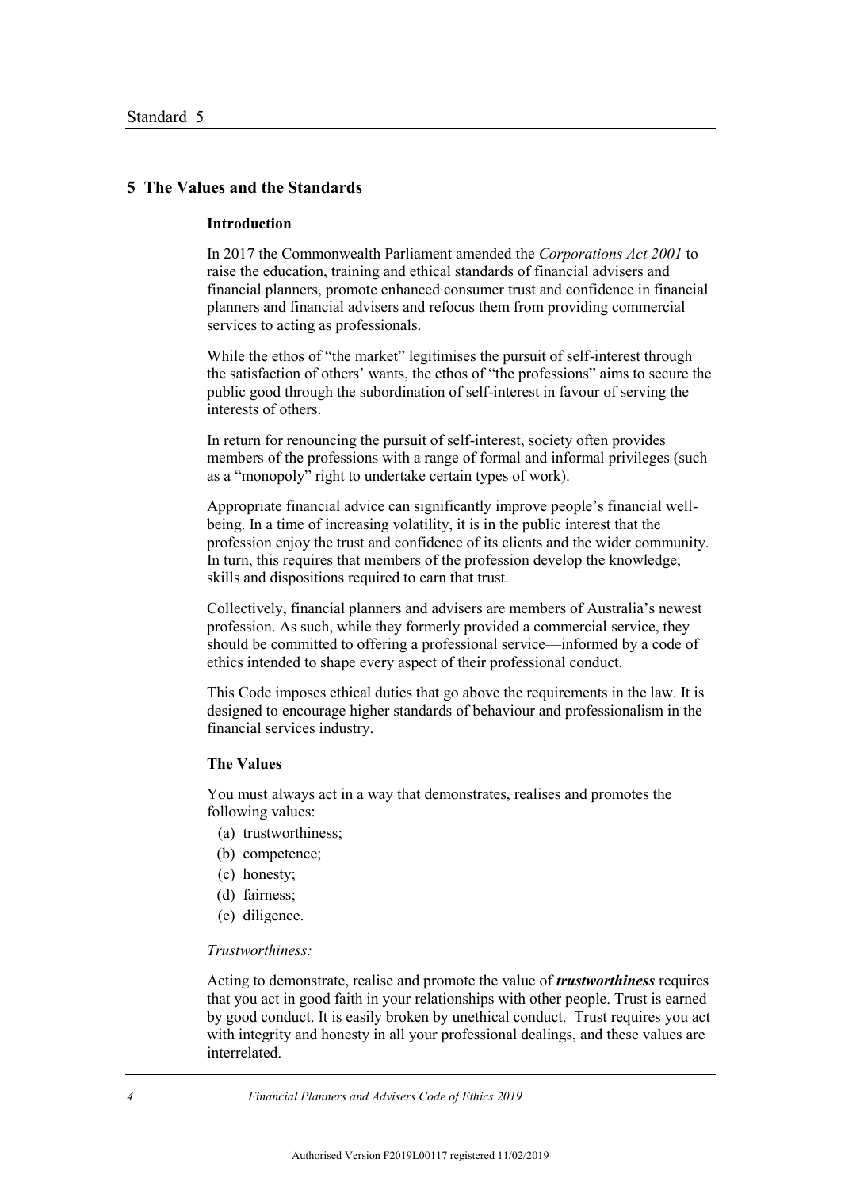## 5 The Values and the Standards

### Introduction

In 2017 the Commonwealth Parliament amended the *Corporations Act 2001* to raise the education, training and ethical standards of financial advisers and financial planners, promote enhanced consumer trust and confidence in financial planners and financial advisers and refocus them from providing commercial services to acting as professionals.

While the ethos of "the market" legitimises the pursuit of self-interest through the satisfaction of others' wants, the ethos of "the professions" aims to secure the public good through the subordination of self-interest in favour of serving the interests of others.

In return for renouncing the pursuit of self-interest, society often provides members of the professions with a range of formal and informal privileges (such as a "monopoly" right to undertake certain types of work).

Appropriate financial advice can significantly improve people's financial well-being. In a time of increasing volatility, it is in the public interest that the profession enjoy the trust and confidence of its clients and the wider community. In turn, this requires that members of the profession develop the knowledge, skills and dispositions required to earn that trust.

Collectively, financial planners and advisers are members of Australia's newest profession. As such, while they formerly provided a commercial service, they should be committed to offering a professional service—informed by a code of ethics intended to shape every aspect of their professional conduct.

This Code imposes ethical duties that go above the requirements in the law. It is designed to encourage higher standards of behaviour and professionalism in the financial services industry.

### The Values

You must always act in a way that demonstrates, realises and promotes the following values:

(a) trustworthiness;
(b) competence;
(c) honesty;
(d) fairness;
(e) diligence.

*Trustworthiness:*

Acting to demonstrate, realise and promote the value of ***trustworthiness*** requires that you act in good faith in your relationships with other people. Trust is earned by good conduct. It is easily broken by unethical conduct. Trust requires you act with integrity and honesty in all your professional dealings, and these values are interrelated.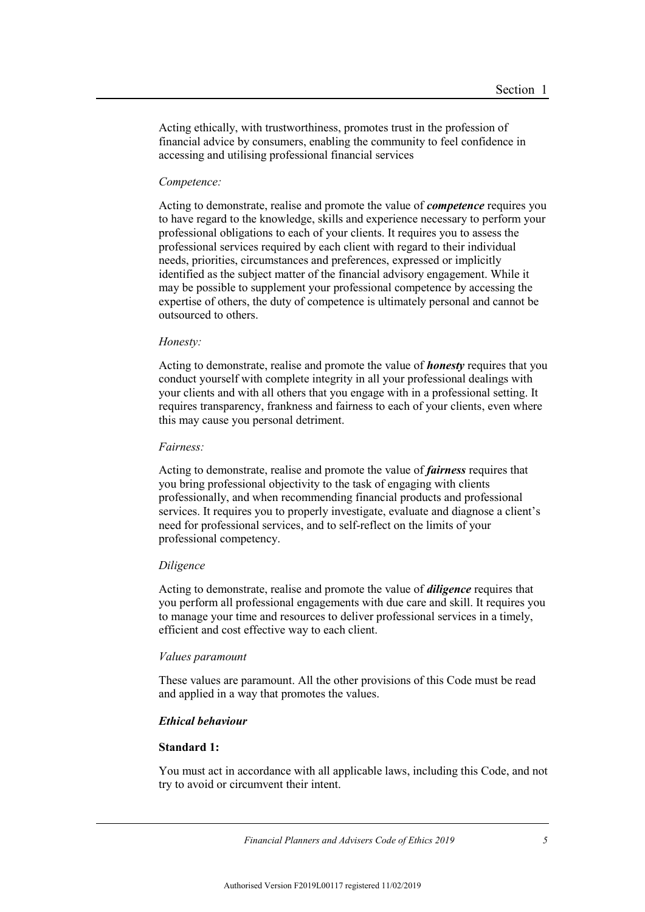Acting ethically, with trustworthiness, promotes trust in the profession of financial advice by consumers, enabling the community to feel confidence in accessing and utilising professional financial services

*Competence:*

Acting to demonstrate, realise and promote the value of ***competence*** requires you to have regard to the knowledge, skills and experience necessary to perform your professional obligations to each of your clients. It requires you to assess the professional services required by each client with regard to their individual needs, priorities, circumstances and preferences, expressed or implicitly identified as the subject matter of the financial advisory engagement. While it may be possible to supplement your professional competence by accessing the expertise of others, the duty of competence is ultimately personal and cannot be outsourced to others.

*Honesty:*

Acting to demonstrate, realise and promote the value of ***honesty*** requires that you conduct yourself with complete integrity in all your professional dealings with your clients and with all others that you engage with in a professional setting. It requires transparency, frankness and fairness to each of your clients, even where this may cause you personal detriment.

*Fairness:*

Acting to demonstrate, realise and promote the value of ***fairness*** requires that you bring professional objectivity to the task of engaging with clients professionally, and when recommending financial products and professional services. It requires you to properly investigate, evaluate and diagnose a client's need for professional services, and to self-reflect on the limits of your professional competency.

*Diligence*

Acting to demonstrate, realise and promote the value of ***diligence*** requires that you perform all professional engagements with due care and skill. It requires you to manage your time and resources to deliver professional services in a timely, efficient and cost effective way to each client.

*Values paramount*

These values are paramount. All the other provisions of this Code must be read and applied in a way that promotes the values.

***Ethical behaviour***

**Standard 1:**

You must act in accordance with all applicable laws, including this Code, and not try to avoid or circumvent their intent.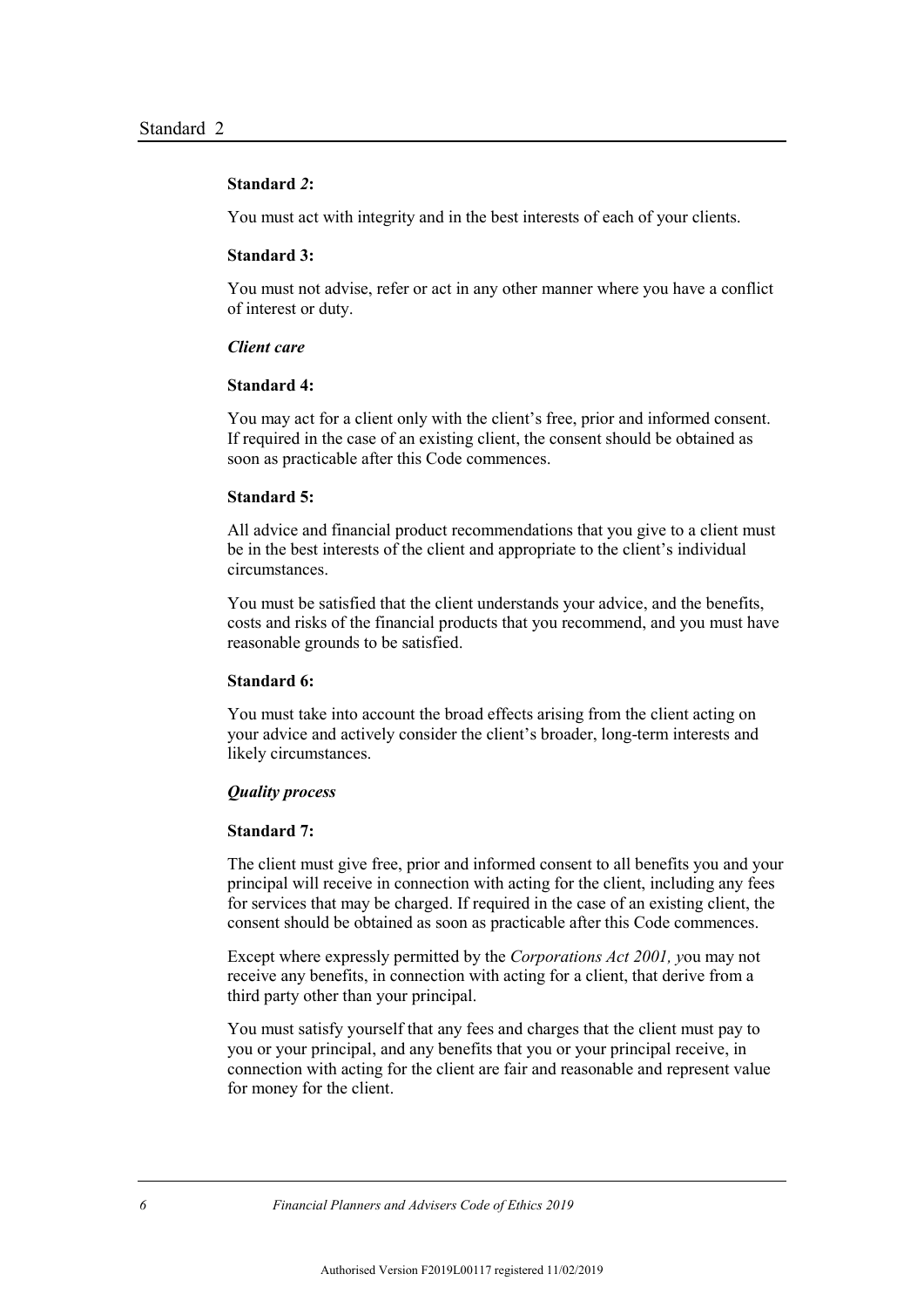**Standard *2*:**

You must act with integrity and in the best interests of each of your clients.

**Standard 3:**

You must not advise, refer or act in any other manner where you have a conflict of interest or duty.

***Client care***

**Standard 4:**

You may act for a client only with the client's free, prior and informed consent. If required in the case of an existing client, the consent should be obtained as soon as practicable after this Code commences.

**Standard 5:**

All advice and financial product recommendations that you give to a client must be in the best interests of the client and appropriate to the client's individual circumstances.

You must be satisfied that the client understands your advice, and the benefits, costs and risks of the financial products that you recommend, and you must have reasonable grounds to be satisfied.

**Standard 6:**

You must take into account the broad effects arising from the client acting on your advice and actively consider the client's broader, long-term interests and likely circumstances.

***Quality process***

**Standard 7:**

The client must give free, prior and informed consent to all benefits you and your principal will receive in connection with acting for the client, including any fees for services that may be charged. If required in the case of an existing client, the consent should be obtained as soon as practicable after this Code commences.

Except where expressly permitted by the *Corporations Act 2001, y*ou may not receive any benefits, in connection with acting for a client, that derive from a third party other than your principal.

You must satisfy yourself that any fees and charges that the client must pay to you or your principal, and any benefits that you or your principal receive, in connection with acting for the client are fair and reasonable and represent value for money for the client.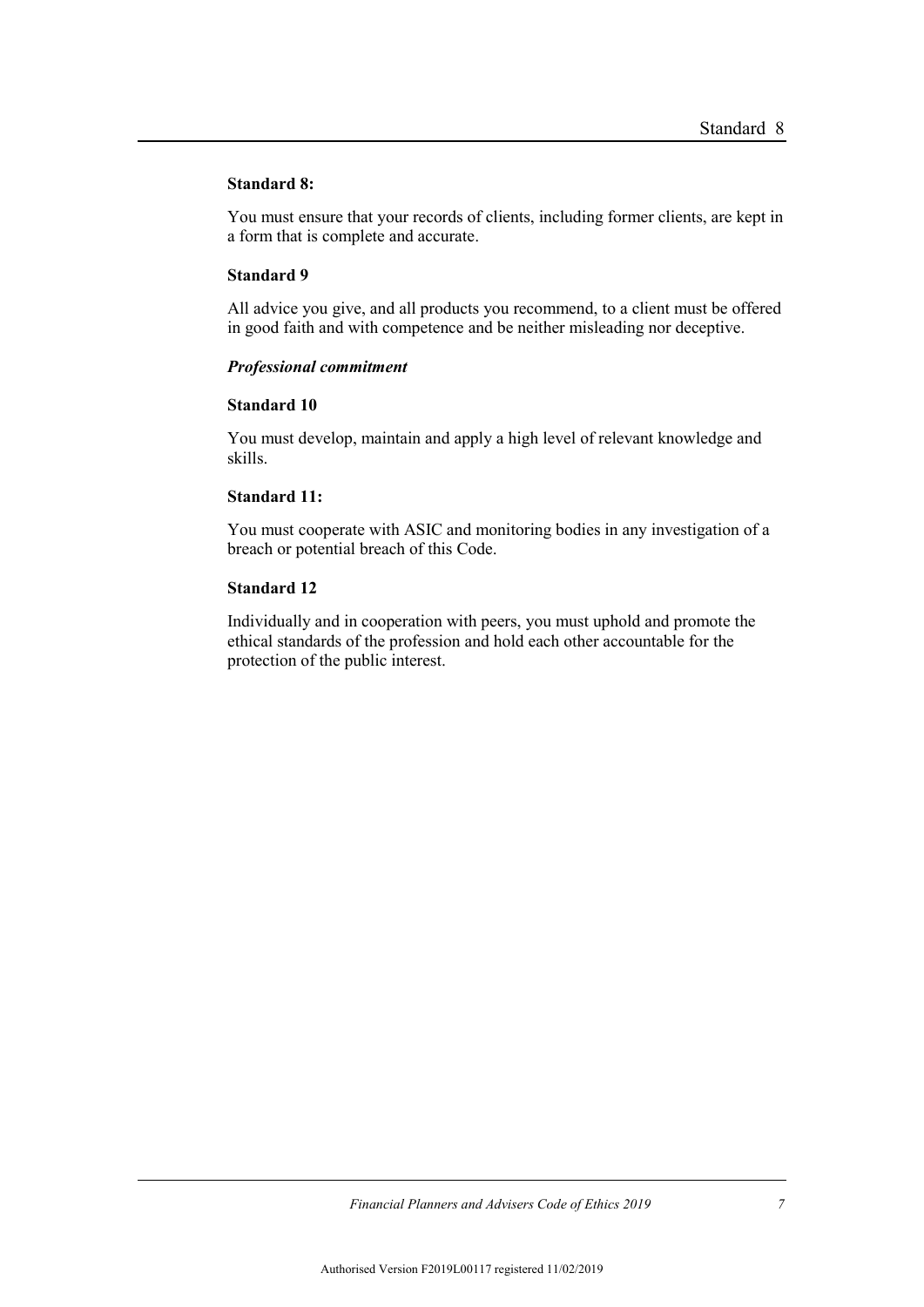**Standard 8:**

You must ensure that your records of clients, including former clients, are kept in a form that is complete and accurate.

**Standard 9**

All advice you give, and all products you recommend, to a client must be offered in good faith and with competence and be neither misleading nor deceptive.

***Professional commitment***

**Standard 10**

You must develop, maintain and apply a high level of relevant knowledge and skills.

**Standard 11:**

You must cooperate with ASIC and monitoring bodies in any investigation of a breach or potential breach of this Code.

**Standard 12**

Individually and in cooperation with peers, you must uphold and promote the ethical standards of the profession and hold each other accountable for the protection of the public interest.